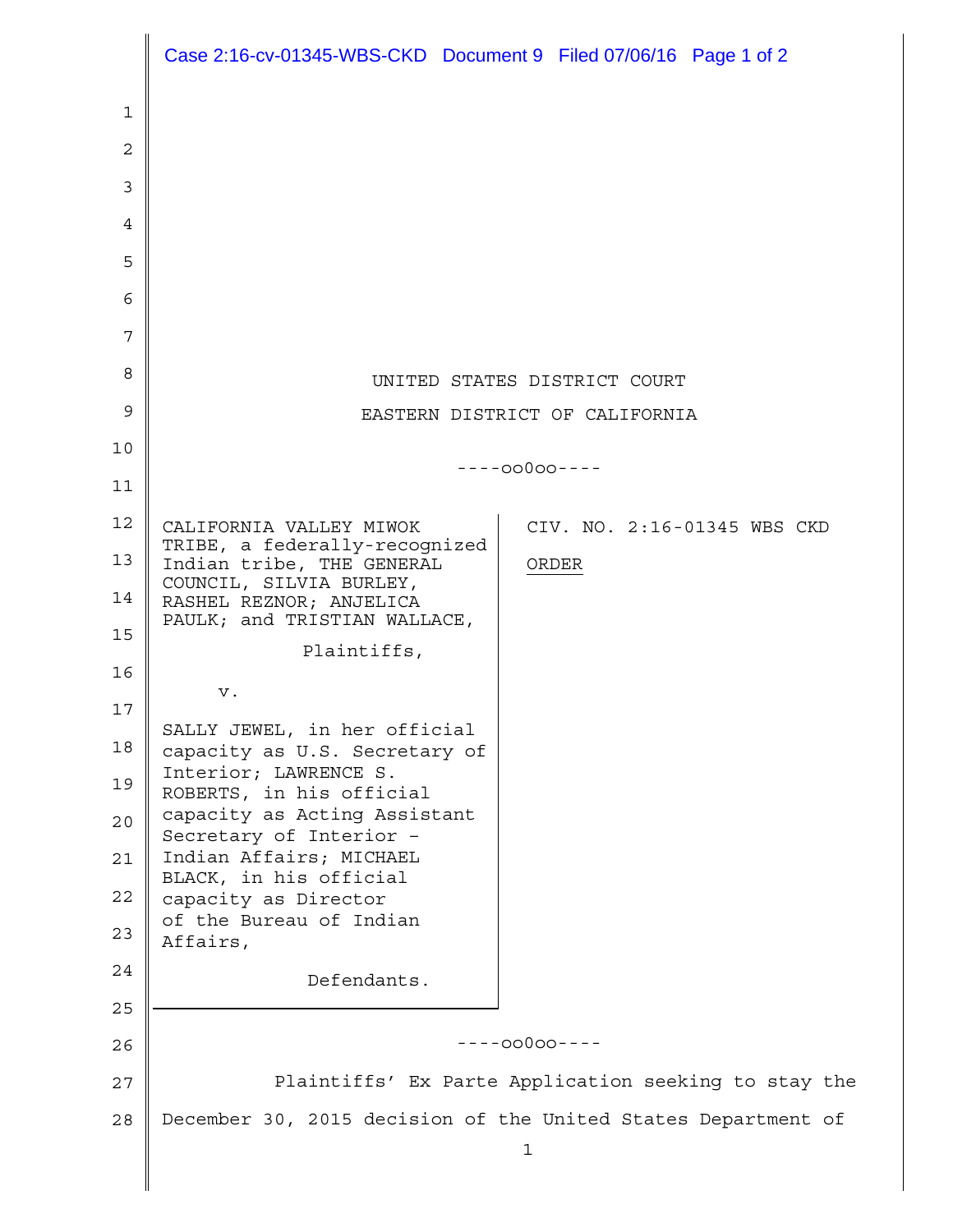UNITED STATES DISTRICT COURT

EASTERN DISTRICT OF CALIFORNIA

----oo0oo----

| | |
|---|---|
| CALIFORNIA VALLEY MIWOK TRIBE, a federally-recognized Indian tribe, THE GENERAL COUNCIL, SILVIA BURLEY, RASHEL REZNOR; ANJELICA PAULK; and TRISTIAN WALLACE,<br><br>Plaintiffs,<br><br>v.<br><br>SALLY JEWEL, in her official capacity as U.S. Secretary of Interior; LAWRENCE S. ROBERTS, in his official capacity as Acting Assistant Secretary of Interior – Indian Affairs; MICHAEL BLACK, in his official capacity as Director of the Bureau of Indian Affairs,<br><br>Defendants. | CIV. NO. 2:16-01345 WBS CKD<br><br>ORDER |

----oo0oo----

Plaintiffs' Ex Parte Application seeking to stay the December 30, 2015 decision of the United States Department of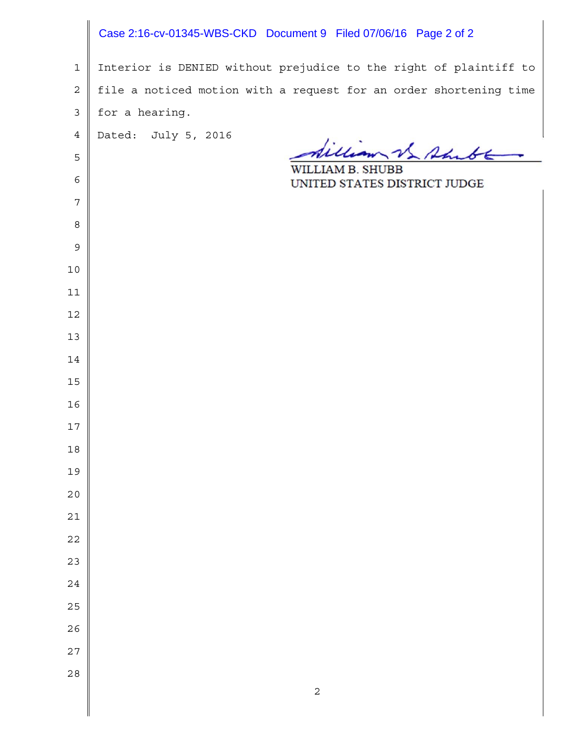Interior is DENIED without prejudice to the right of plaintiff to file a noticed motion with a request for an order shortening time for a hearing.

Dated: July 5, 2016

WILLIAM B. SHUBB
UNITED STATES DISTRICT JUDGE